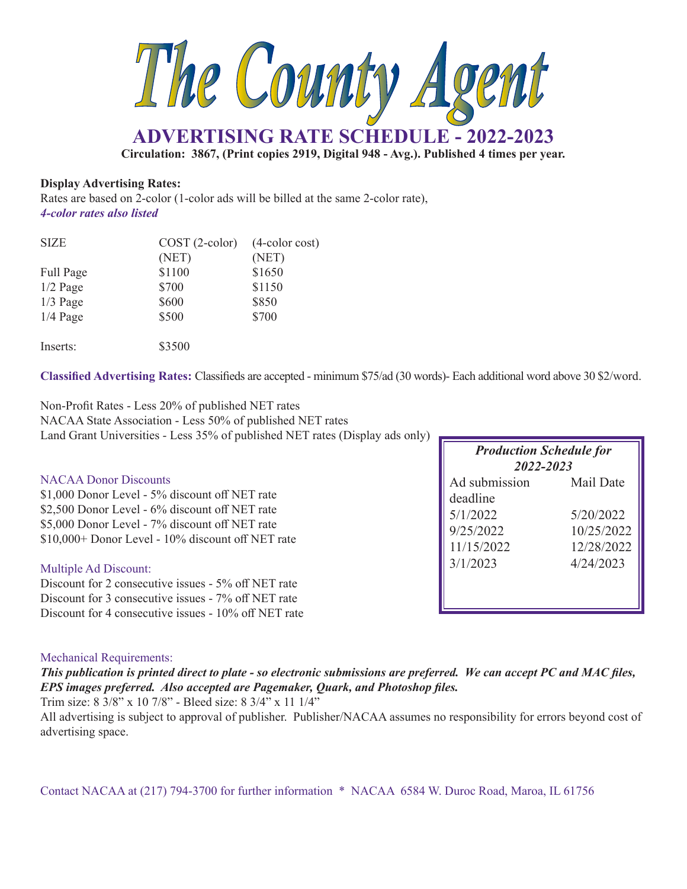# The County Agent

## ADVERTISING RATE SCHEDULE - 2022-2023

**Circulation: 3867, (Print copies 2919, Digital 948 - Avg.). Published 4 times per year.**

**Display Advertising Rates:**

Rates are based on 2-color (1-color ads will be billed at the same 2-color rate),
***4-color rates also listed***

| SIZE | COST (2-color) (NET) | (4-color cost) (NET) |
|---|---|---|
| Full Page | $1100 | $1650 |
| 1/2 Page | $700 | $1150 |
| 1/3 Page | $600 | $850 |
| 1/4 Page | $500 | $700 |
| Inserts: | $3500 | |

**Classified Advertising Rates:** Classifieds are accepted - minimum $75/ad (30 words)- Each additional word above 30 $2/word.

Non-Profit Rates - Less 20% of published NET rates
NACAA State Association - Less 50% of published NET rates
Land Grant Universities - Less 35% of published NET rates (Display ads only)

NACAA Donor Discounts

$1,000 Donor Level - 5% discount off NET rate
$2,500 Donor Level - 6% discount off NET rate
$5,000 Donor Level - 7% discount off NET rate
$10,000+ Donor Level - 10% discount off NET rate

Multiple Ad Discount:

Discount for 2 consecutive issues - 5% off NET rate
Discount for 3 consecutive issues - 7% off NET rate
Discount for 4 consecutive issues - 10% off NET rate

***Production Schedule for 2022-2023***

| Ad submission deadline | Mail Date |
|---|---|
| 5/1/2022 | 5/20/2022 |
| 9/25/2022 | 10/25/2022 |
| 11/15/2022 | 12/28/2022 |
| 3/1/2023 | 4/24/2023 |

Mechanical Requirements:

***This publication is printed direct to plate - so electronic submissions are preferred. We can accept PC and MAC files, EPS images preferred. Also accepted are Pagemaker, Quark, and Photoshop files.***

Trim size: 8 3/8" x 10 7/8" - Bleed size: 8 3/4" x 11 1/4"

All advertising is subject to approval of publisher. Publisher/NACAA assumes no responsibility for errors beyond cost of advertising space.

Contact NACAA at (217) 794-3700 for further information * NACAA 6584 W. Duroc Road, Maroa, IL 61756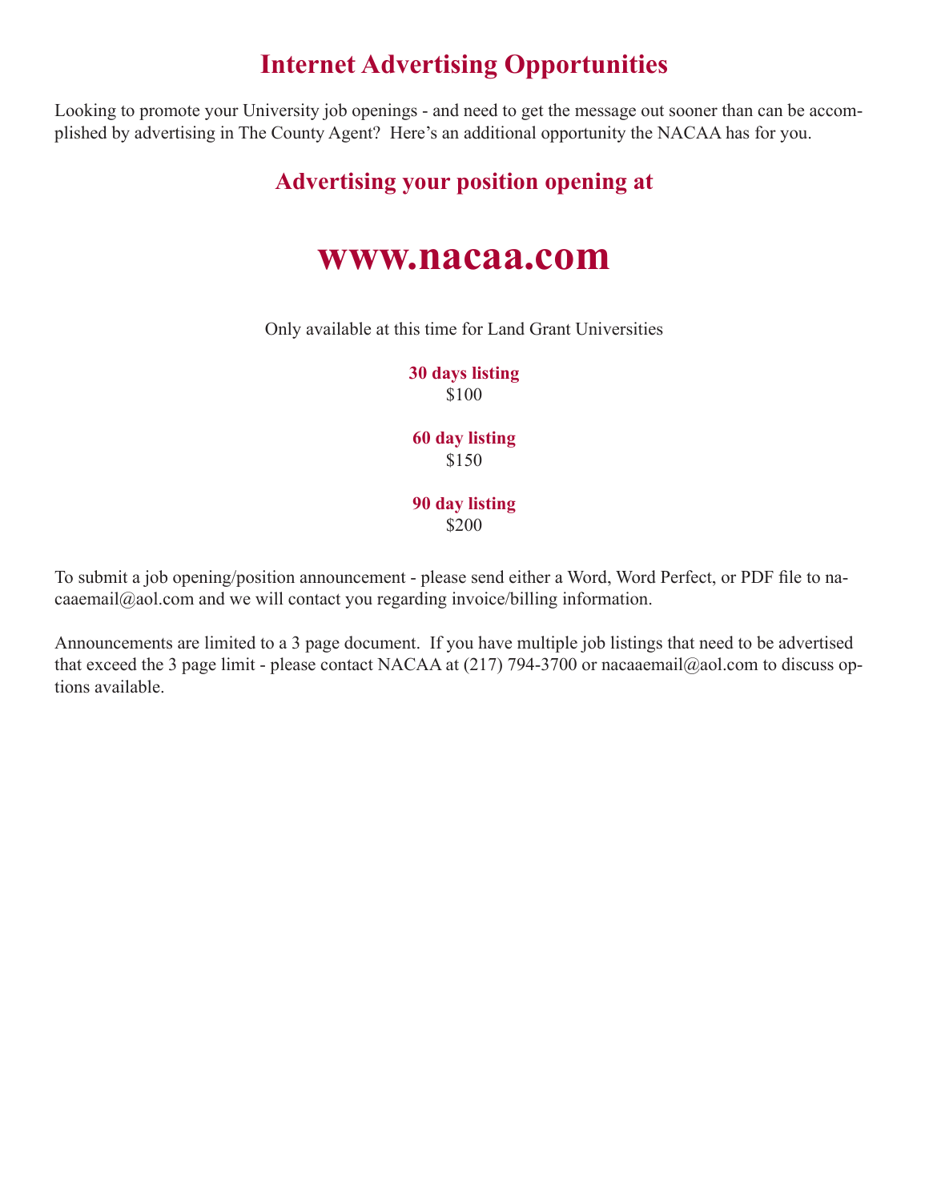# Internet Advertising Opportunities

Looking to promote your University job openings - and need to get the message out sooner than can be accomplished by advertising in The County Agent? Here's an additional opportunity the NACAA has for you.

## Advertising your position opening at

# www.nacaa.com

Only available at this time for Land Grant Universities

**30 days listing**
$100

**60 day listing**
$150

**90 day listing**
$200

To submit a job opening/position announcement - please send either a Word, Word Perfect, or PDF file to nacaaemail@aol.com and we will contact you regarding invoice/billing information.

Announcements are limited to a 3 page document. If you have multiple job listings that need to be advertised that exceed the 3 page limit - please contact NACAA at (217) 794-3700 or nacaaemail@aol.com to discuss options available.